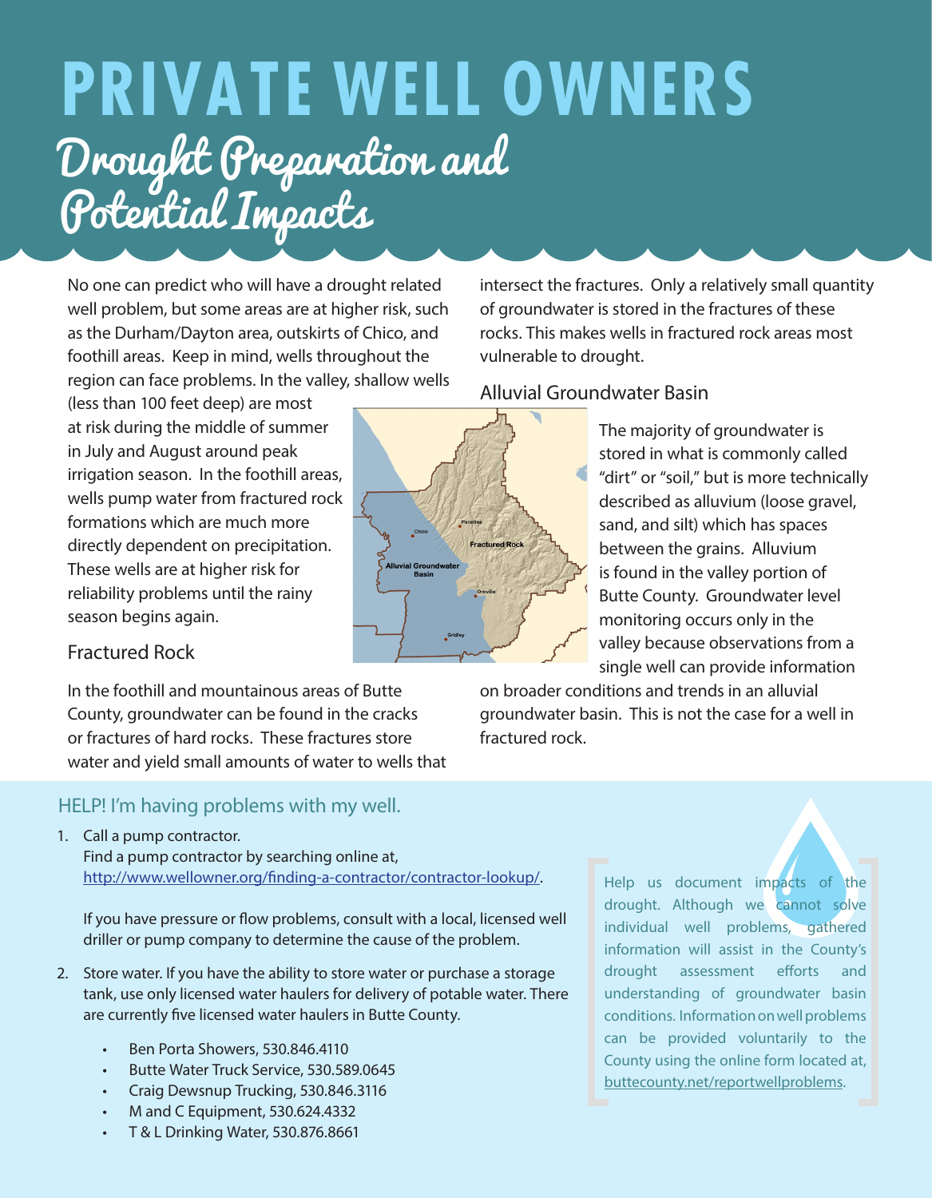# PRIVATE WELL OWNERS

## Drought Preparation and Potential Impacts

No one can predict who will have a drought related well problem, but some areas are at higher risk, such as the Durham/Dayton area, outskirts of Chico, and foothill areas. Keep in mind, wells throughout the region can face problems. In the valley, shallow wells (less than 100 feet deep) are most at risk during the middle of summer in July and August around peak irrigation season. In the foothill areas, wells pump water from fractured rock formations which are much more directly dependent on precipitation. These wells are at higher risk for reliability problems until the rainy season begins again.

### Fractured Rock

In the foothill and mountainous areas of Butte County, groundwater can be found in the cracks or fractures of hard rocks. These fractures store water and yield small amounts of water to wells that intersect the fractures. Only a relatively small quantity of groundwater is stored in the fractures of these rocks. This makes wells in fractured rock areas most vulnerable to drought.

### Alluvial Groundwater Basin

Chico
Paradise
Fractured Rock
Alluvial Groundwater Basin
Oroville
Gridley

The majority of groundwater is stored in what is commonly called "dirt" or "soil," but is more technically described as alluvium (loose gravel, sand, and silt) which has spaces between the grains. Alluvium is found in the valley portion of Butte County. Groundwater level monitoring occurs only in the valley because observations from a single well can provide information on broader conditions and trends in an alluvial groundwater basin. This is not the case for a well in fractured rock.

## HELP! I'm having problems with my well.

1. Call a pump contractor.
   Find a pump contractor by searching online at, http://www.wellowner.org/finding-a-contractor/contractor-lookup/.

   If you have pressure or flow problems, consult with a local, licensed well driller or pump company to determine the cause of the problem.

2. Store water. If you have the ability to store water or purchase a storage tank, use only licensed water haulers for delivery of potable water. There are currently five licensed water haulers in Butte County.
   - Ben Porta Showers, 530.846.4110
   - Butte Water Truck Service, 530.589.0645
   - Craig Dewsnup Trucking, 530.846.3116
   - M and C Equipment, 530.624.4332
   - T & L Drinking Water, 530.876.8661

Help us document impacts of the drought. Although we cannot solve individual well problems, gathered information will assist in the County's drought assessment efforts and understanding of groundwater basin conditions. Information on well problems can be provided voluntarily to the County using the online form located at, buttecounty.net/reportwellproblems.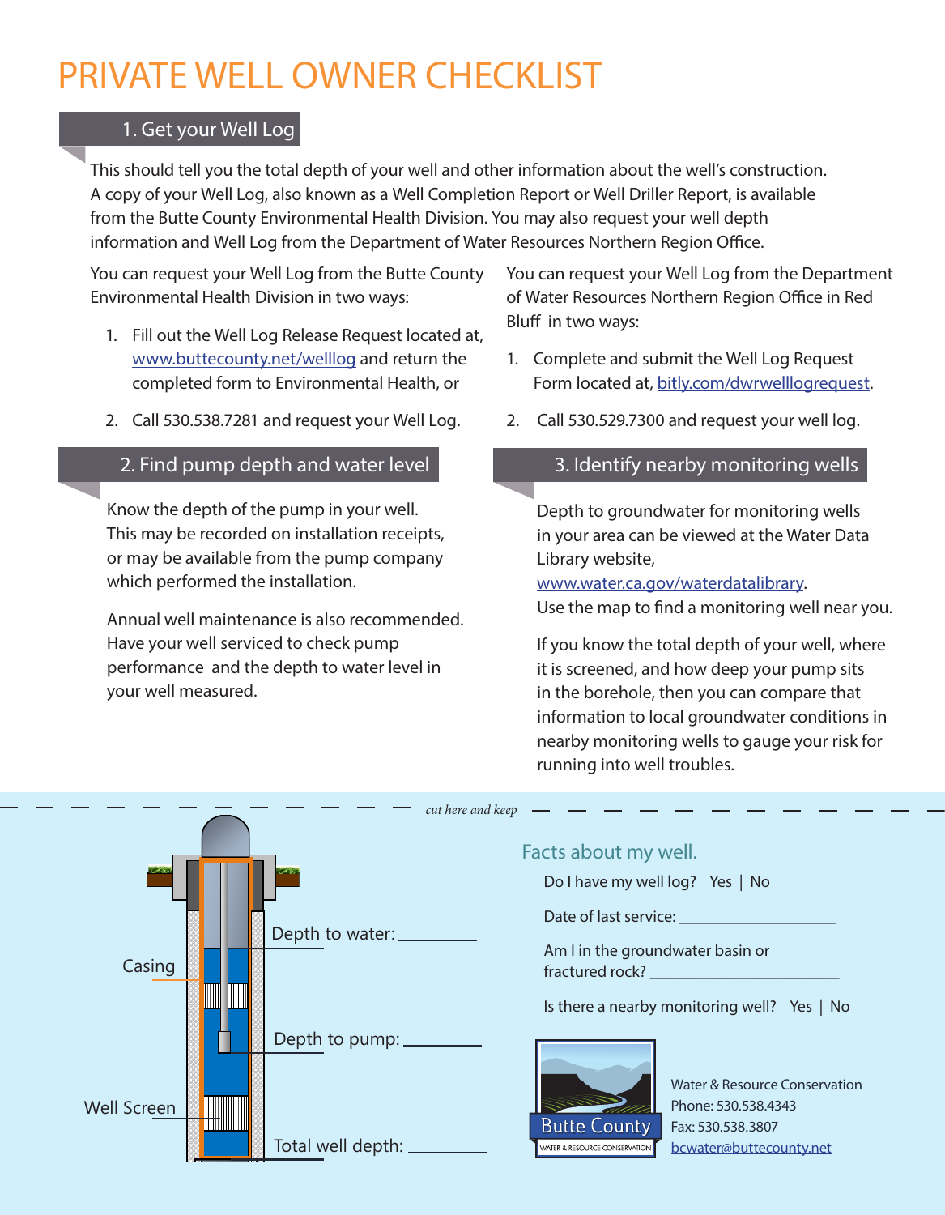# PRIVATE WELL OWNER CHECKLIST

## 1. Get your Well Log

This should tell you the total depth of your well and other information about the well's construction. A copy of your Well Log, also known as a Well Completion Report or Well Driller Report, is available from the Butte County Environmental Health Division. You may also request your well depth information and Well Log from the Department of Water Resources Northern Region Office.

You can request your Well Log from the Butte County Environmental Health Division in two ways:

1. Fill out the Well Log Release Request located at, www.buttecounty.net/welllog and return the completed form to Environmental Health, or
2. Call 530.538.7281 and request your Well Log.

You can request your Well Log from the Department of Water Resources Northern Region Office in Red Bluff in two ways:

1. Complete and submit the Well Log Request Form located at, bitly.com/dwrwelllogrequest.
2. Call 530.529.7300 and request your well log.

## 2. Find pump depth and water level

Know the depth of the pump in your well. This may be recorded on installation receipts, or may be available from the pump company which performed the installation.

Annual well maintenance is also recommended. Have your well serviced to check pump performance and the depth to water level in your well measured.

## 3. Identify nearby monitoring wells

Depth to groundwater for monitoring wells in your area can be viewed at the Water Data Library website, www.water.ca.gov/waterdatalibrary. Use the map to find a monitoring well near you.

If you know the total depth of your well, where it is screened, and how deep your pump sits in the borehole, then you can compare that information to local groundwater conditions in nearby monitoring wells to gauge your risk for running into well troubles.

*cut here and keep*

Casing

Well Screen

Depth to water: ________

Depth to pump: ________

Total well depth: ________

### Facts about my well.

Do I have my well log? Yes | No

Date of last service: ___________________

Am I in the groundwater basin or fractured rock? ______________________

Is there a nearby monitoring well? Yes | No

Butte County
WATER & RESOURCE CONSERVATION

Water & Resource Conservation
Phone: 530.538.4343
Fax: 530.538.3807
bcwater@buttecounty.net